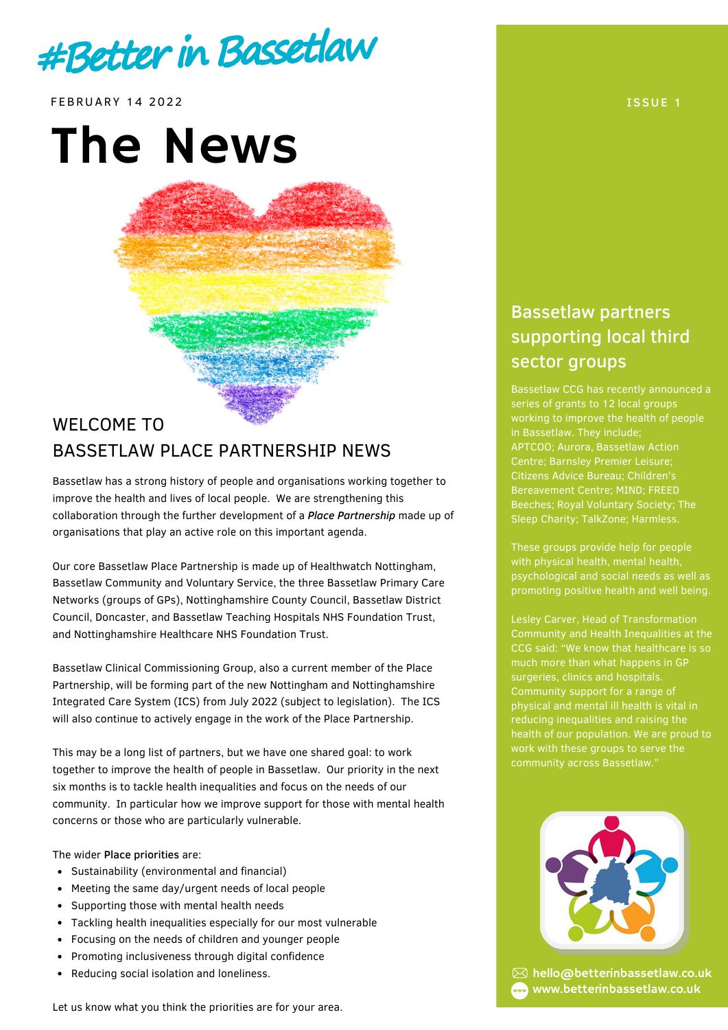# #Better in Bassetlaw

FEBRUARY 14 2022

ISSUE 1

# The News

## WELCOME TO BASSETLAW PLACE PARTNERSHIP NEWS

Bassetlaw has a strong history of people and organisations working together to improve the health and lives of local people. We are strengthening this collaboration through the further development of a ***Place Partnership*** made up of organisations that play an active role on this important agenda.

Our core Bassetlaw Place Partnership is made up of Healthwatch Nottingham, Bassetlaw Community and Voluntary Service, the three Bassetlaw Primary Care Networks (groups of GPs), Nottinghamshire County Council, Bassetlaw District Council, Doncaster, and Bassetlaw Teaching Hospitals NHS Foundation Trust, and Nottinghamshire Healthcare NHS Foundation Trust.

Bassetlaw Clinical Commissioning Group, also a current member of the Place Partnership, will be forming part of the new Nottingham and Nottinghamshire Integrated Care System (ICS) from July 2022 (subject to legislation). The ICS will also continue to actively engage in the work of the Place Partnership.

This may be a long list of partners, but we have one shared goal: to work together to improve the health of people in Bassetlaw. Our priority in the next six months is to tackle health inequalities and focus on the needs of our community. In particular how we improve support for those with mental health concerns or those who are particularly vulnerable.

The wider **Place priorities** are:

- Sustainability (environmental and financial)
- Meeting the same day/urgent needs of local people
- Supporting those with mental health needs
- Tackling health inequalities especially for our most vulnerable
- Focusing on the needs of children and younger people
- Promoting inclusiveness through digital confidence
- Reducing social isolation and loneliness.

Let us know what you think the priorities are for your area.

## Bassetlaw partners supporting local third sector groups

Bassetlaw CCG has recently announced a series of grants to 12 local groups working to improve the health of people in Bassetlaw. They include; APTCOO; Aurora, Bassetlaw Action Centre; Barnsley Premier Leisure; Citizens Advice Bureau; Children's Bereavement Centre; MIND; FREED Beeches; Royal Voluntary Society; The Sleep Charity; TalkZone; Harmless.

These groups provide help for people with physical health, mental health, psychological and social needs as well as promoting positive health and well being.

Lesley Carver, Head of Transformation Community and Health Inequalities at the CCG said: "We know that healthcare is so much more than what happens in GP surgeries, clinics and hospitals. Community support for a range of physical and mental ill health is vital in reducing inequalities and raising the health of our population. We are proud to work with these groups to serve the community across Bassetlaw."

hello@betterinbassetlaw.co.uk
www.betterinbassetlaw.co.uk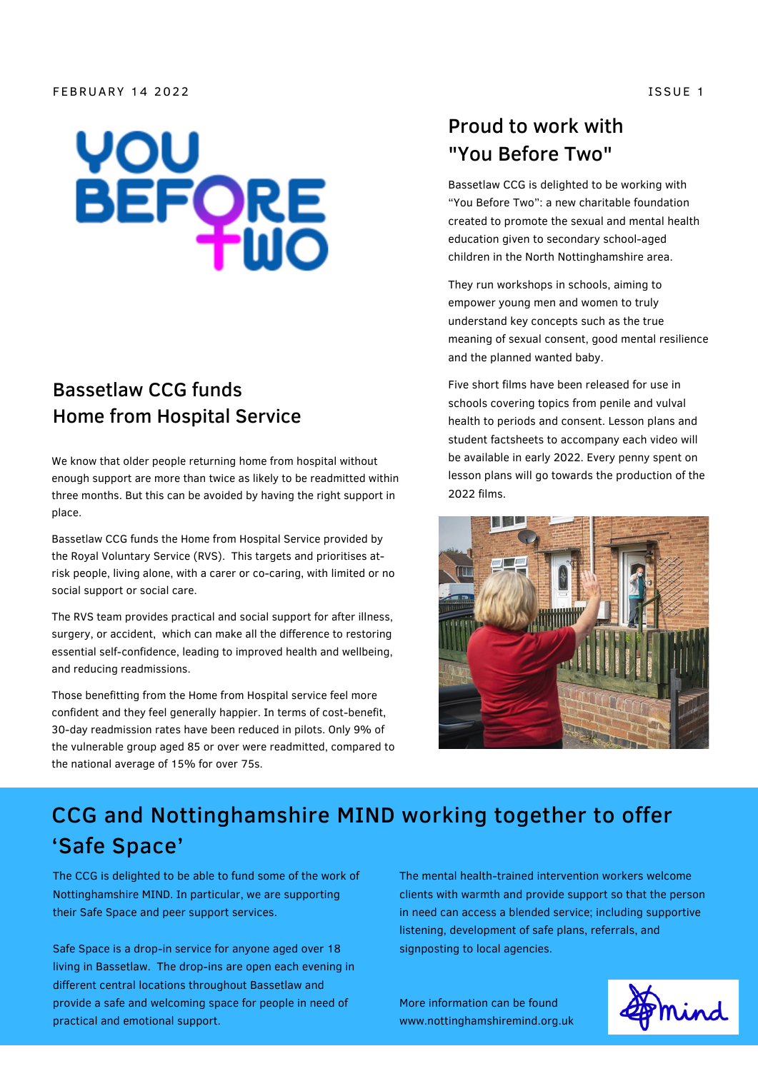FEBRUARY 14 2022 ISSUE 1

## Bassetlaw CCG funds Home from Hospital Service

We know that older people returning home from hospital without enough support are more than twice as likely to be readmitted within three months. But this can be avoided by having the right support in place.

Bassetlaw CCG funds the Home from Hospital Service provided by the Royal Voluntary Service (RVS). This targets and prioritises at-risk people, living alone, with a carer or co-caring, with limited or no social support or social care.

The RVS team provides practical and social support for after illness, surgery, or accident, which can make all the difference to restoring essential self-confidence, leading to improved health and wellbeing, and reducing readmissions.

Those benefitting from the Home from Hospital service feel more confident and they feel generally happier. In terms of cost-benefit, 30-day readmission rates have been reduced in pilots. Only 9% of the vulnerable group aged 85 or over were readmitted, compared to the national average of 15% for over 75s.

## Proud to work with "You Before Two"

Bassetlaw CCG is delighted to be working with "You Before Two": a new charitable foundation created to promote the sexual and mental health education given to secondary school-aged children in the North Nottinghamshire area.

They run workshops in schools, aiming to empower young men and women to truly understand key concepts such as the true meaning of sexual consent, good mental resilience and the planned wanted baby.

Five short films have been released for use in schools covering topics from penile and vulval health to periods and consent. Lesson plans and student factsheets to accompany each video will be available in early 2022. Every penny spent on lesson plans will go towards the production of the 2022 films.

## CCG and Nottinghamshire MIND working together to offer 'Safe Space'

The CCG is delighted to be able to fund some of the work of Nottinghamshire MIND. In particular, we are supporting their Safe Space and peer support services.

Safe Space is a drop-in service for anyone aged over 18 living in Bassetlaw. The drop-ins are open each evening in different central locations throughout Bassetlaw and provide a safe and welcoming space for people in need of practical and emotional support.

The mental health-trained intervention workers welcome clients with warmth and provide support so that the person in need can access a blended service; including supportive listening, development of safe plans, referrals, and signposting to local agencies.

More information can be found www.nottinghamshiremind.org.uk